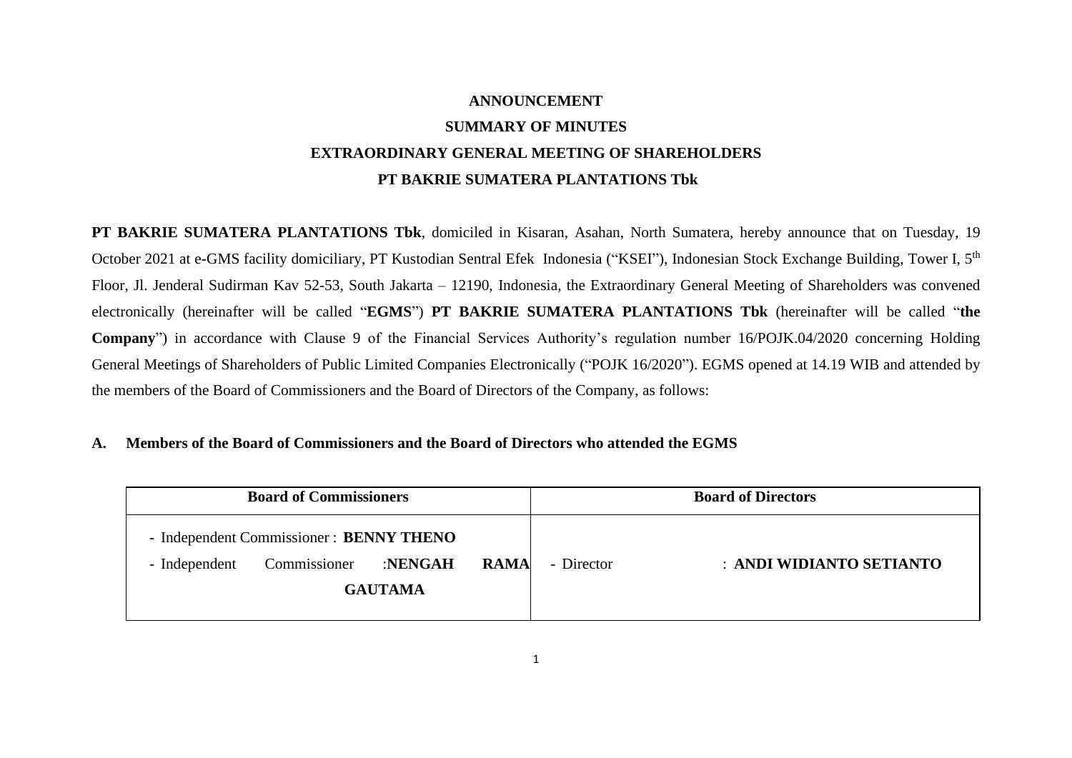**ANNOUNCEMENT**

**SUMMARY OF MINUTES**

**EXTRAORDINARY GENERAL MEETING OF SHAREHOLDERS**

**PT BAKRIE SUMATERA PLANTATIONS Tbk**

**PT BAKRIE SUMATERA PLANTATIONS Tbk**, domiciled in Kisaran, Asahan, North Sumatera, hereby announce that on Tuesday, 19 October 2021 at e-GMS facility domiciliary, PT Kustodian Sentral Efek Indonesia ("KSEI"), Indonesian Stock Exchange Building, Tower I, 5th Floor, Jl. Jenderal Sudirman Kav 52-53, South Jakarta – 12190, Indonesia, the Extraordinary General Meeting of Shareholders was convened electronically (hereinafter will be called "**EGMS**") **PT BAKRIE SUMATERA PLANTATIONS Tbk** (hereinafter will be called "**the Company**") in accordance with Clause 9 of the Financial Services Authority's regulation number 16/POJK.04/2020 concerning Holding General Meetings of Shareholders of Public Limited Companies Electronically ("POJK 16/2020"). EGMS opened at 14.19 WIB and attended by the members of the Board of Commissioners and the Board of Directors of the Company, as follows:

**A. Members of the Board of Commissioners and the Board of Directors who attended the EGMS**

| Board of Commissioners | Board of Directors |
|---|---|
| - Independent Commissioner : **BENNY THENO**<br>- Independent Commissioner : **NENGAH RAMA GAUTAMA** | - Director : **ANDI WIDIANTO SETIANTO** |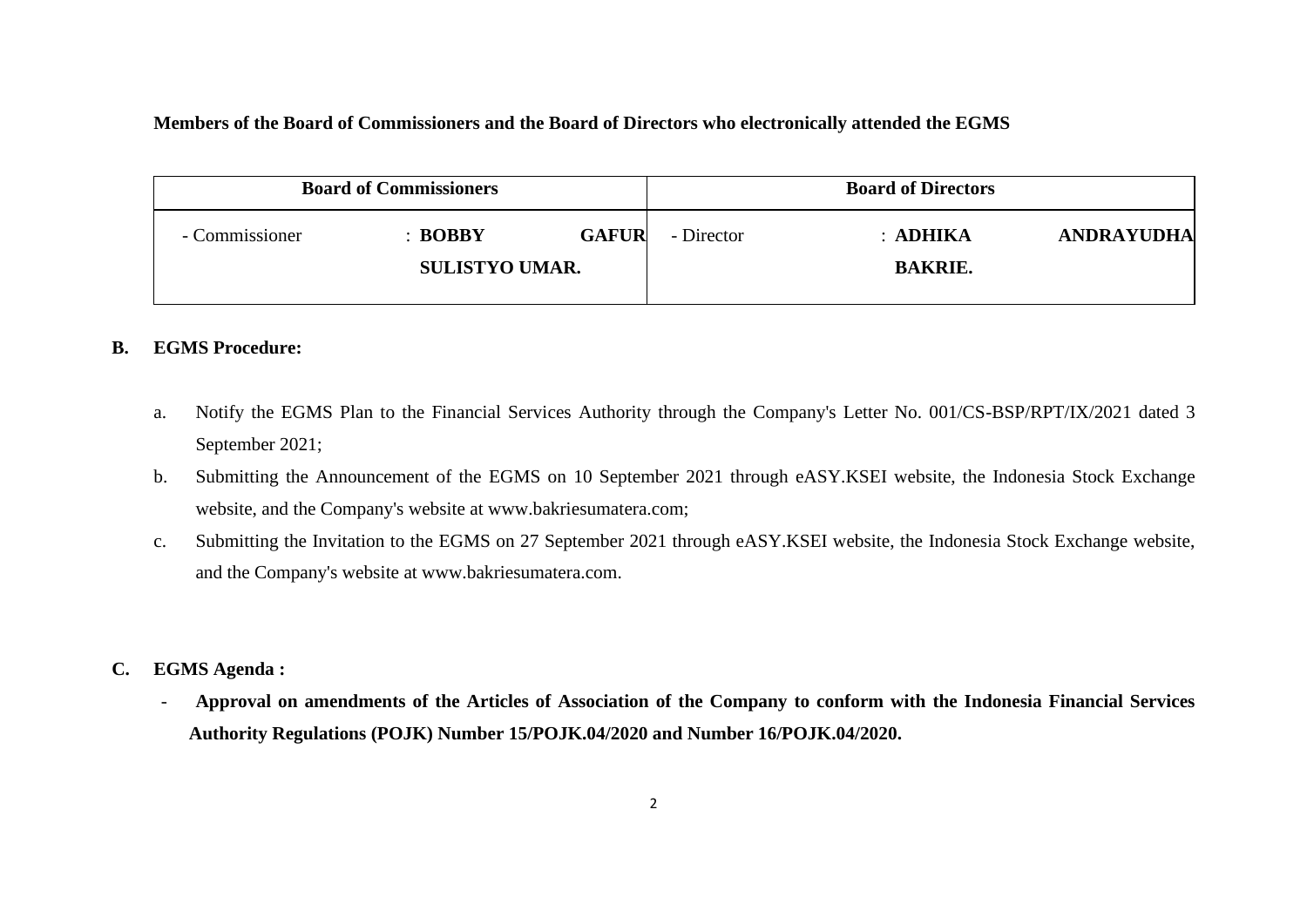**Members of the Board of Commissioners and the Board of Directors who electronically attended the EGMS**

| Board of Commissioners | | Board of Directors | |
|---|---|---|---|
| - Commissioner | : **BOBBY GAFUR SULISTYO UMAR.** | - Director | : **ADHIKA ANDRAYUDHA BAKRIE.** |

**B. EGMS Procedure:**

a. Notify the EGMS Plan to the Financial Services Authority through the Company's Letter No. 001/CS-BSP/RPT/IX/2021 dated 3 September 2021;

b. Submitting the Announcement of the EGMS on 10 September 2021 through eASY.KSEI website, the Indonesia Stock Exchange website, and the Company's website at www.bakriesumatera.com;

c. Submitting the Invitation to the EGMS on 27 September 2021 through eASY.KSEI website, the Indonesia Stock Exchange website, and the Company's website at www.bakriesumatera.com.

**C. EGMS Agenda :**

- **Approval on amendments of the Articles of Association of the Company to conform with the Indonesia Financial Services Authority Regulations (POJK) Number 15/POJK.04/2020 and Number 16/POJK.04/2020.**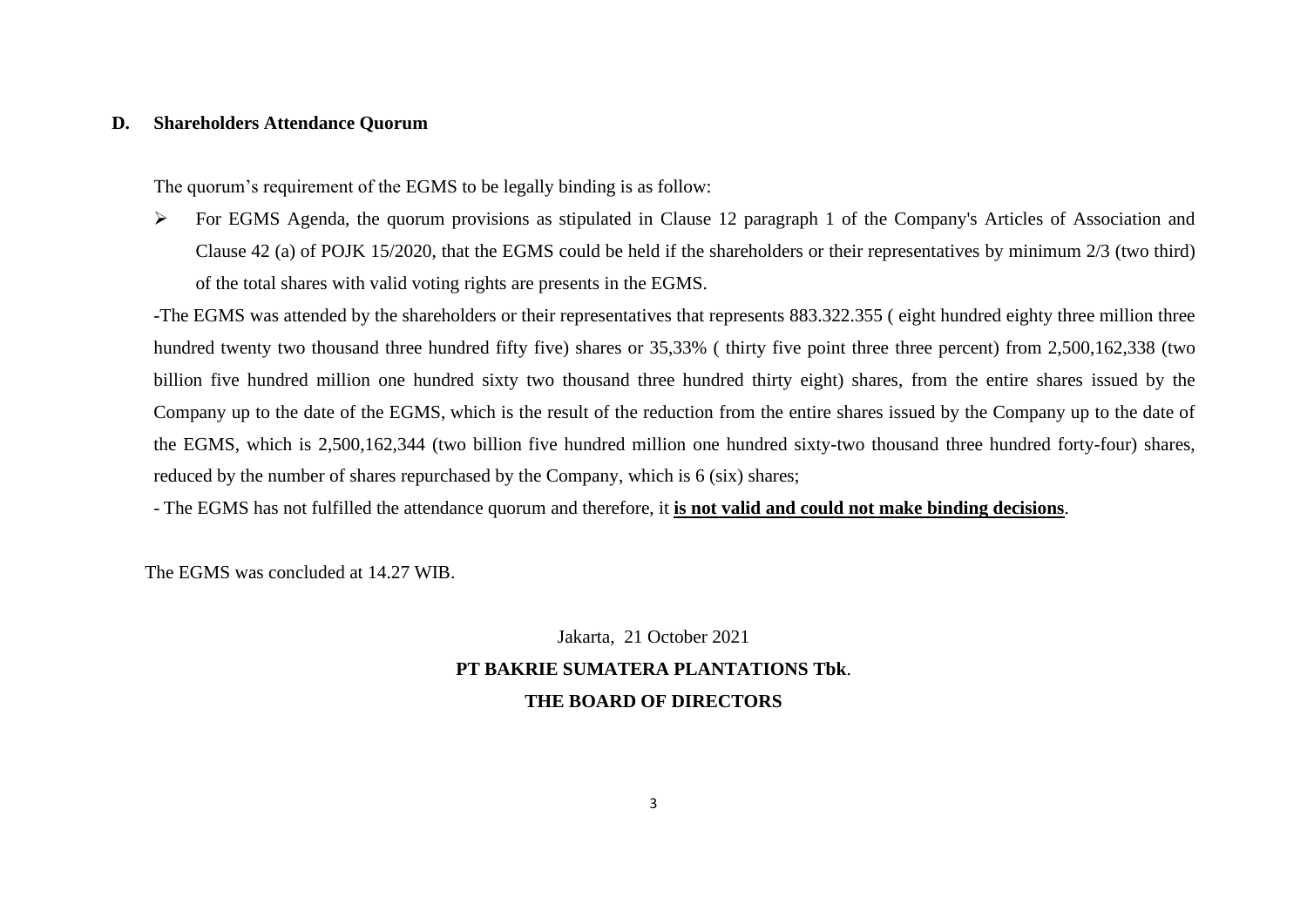## D. Shareholders Attendance Quorum

The quorum's requirement of the EGMS to be legally binding is as follow:

- For EGMS Agenda, the quorum provisions as stipulated in Clause 12 paragraph 1 of the Company's Articles of Association and Clause 42 (a) of POJK 15/2020, that the EGMS could be held if the shareholders or their representatives by minimum 2/3 (two third) of the total shares with valid voting rights are presents in the EGMS.

-The EGMS was attended by the shareholders or their representatives that represents 883.322.355 ( eight hundred eighty three million three hundred twenty two thousand three hundred fifty five) shares or 35,33% ( thirty five point three three percent) from 2,500,162,338 (two billion five hundred million one hundred sixty two thousand three hundred thirty eight) shares, from the entire shares issued by the Company up to the date of the EGMS, which is the result of the reduction from the entire shares issued by the Company up to the date of the EGMS, which is 2,500,162,344 (two billion five hundred million one hundred sixty-two thousand three hundred forty-four) shares, reduced by the number of shares repurchased by the Company, which is 6 (six) shares;

- The EGMS has not fulfilled the attendance quorum and therefore, it **<u>is not valid and could not make binding decisions</u>**.

The EGMS was concluded at 14.27 WIB.

Jakarta, 21 October 2021

**PT BAKRIE SUMATERA PLANTATIONS Tbk**.

**THE BOARD OF DIRECTORS**